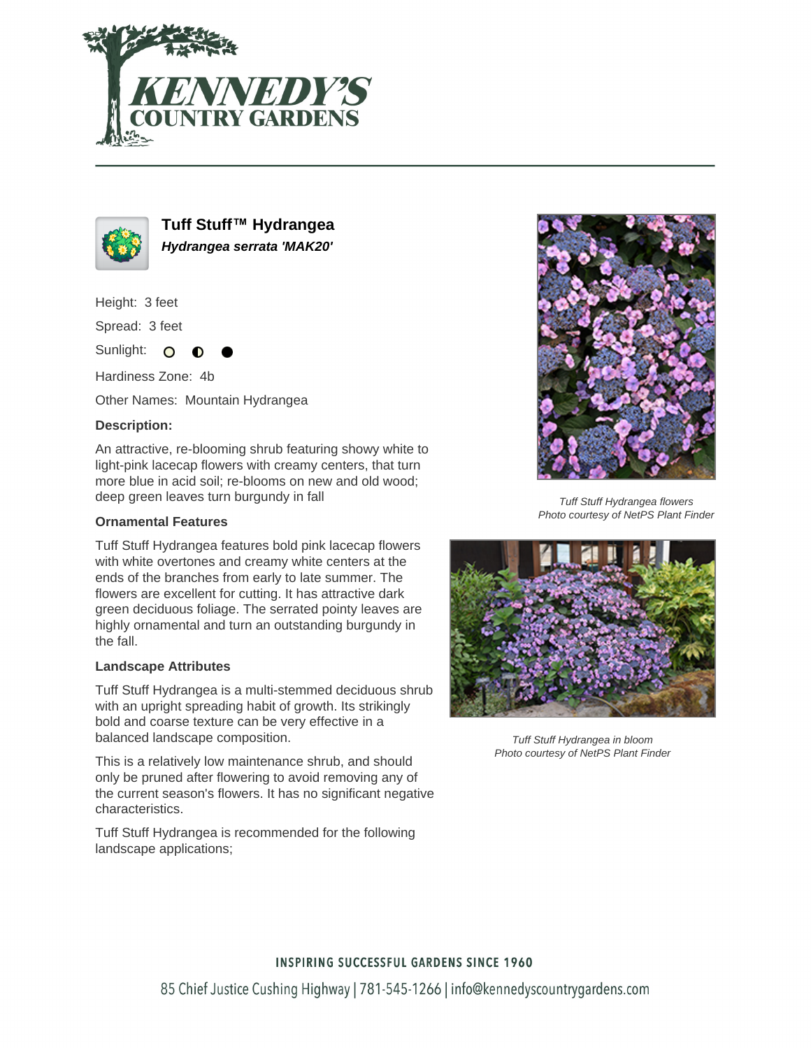# Tuff Stuff™ Hydrangea

***Hydrangea serrata 'MAK20'***

Height: 3 feet

Spread: 3 feet

Sunlight: ○ ◐ ●

Hardiness Zone: 4b

Other Names: Mountain Hydrangea

### Description:

An attractive, re-blooming shrub featuring showy white to light-pink lacecap flowers with creamy centers, that turn more blue in acid soil; re-blooms on new and old wood; deep green leaves turn burgundy in fall

### Ornamental Features

Tuff Stuff Hydrangea features bold pink lacecap flowers with white overtones and creamy white centers at the ends of the branches from early to late summer. The flowers are excellent for cutting. It has attractive dark green deciduous foliage. The serrated pointy leaves are highly ornamental and turn an outstanding burgundy in the fall.

### Landscape Attributes

Tuff Stuff Hydrangea is a multi-stemmed deciduous shrub with an upright spreading habit of growth. Its strikingly bold and coarse texture can be very effective in a balanced landscape composition.

This is a relatively low maintenance shrub, and should only be pruned after flowering to avoid removing any of the current season's flowers. It has no significant negative characteristics.

Tuff Stuff Hydrangea is recommended for the following landscape applications;

*Tuff Stuff Hydrangea flowers*
*Photo courtesy of NetPS Plant Finder*

*Tuff Stuff Hydrangea in bloom*
*Photo courtesy of NetPS Plant Finder*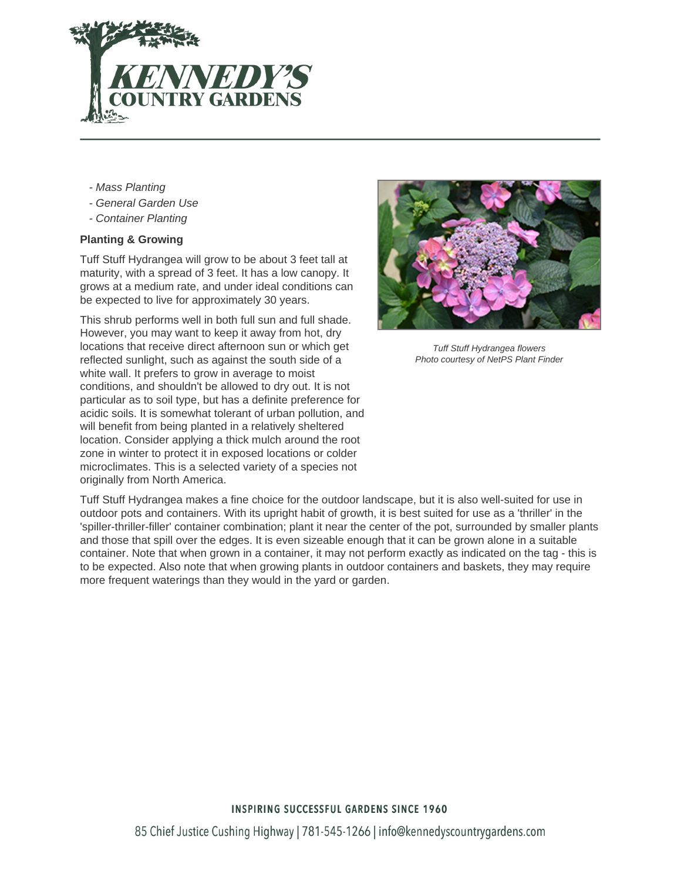- *Mass Planting*
- *General Garden Use*
- *Container Planting*

**Planting & Growing**

Tuff Stuff Hydrangea will grow to be about 3 feet tall at maturity, with a spread of 3 feet. It has a low canopy. It grows at a medium rate, and under ideal conditions can be expected to live for approximately 30 years.

This shrub performs well in both full sun and full shade. However, you may want to keep it away from hot, dry locations that receive direct afternoon sun or which get reflected sunlight, such as against the south side of a white wall. It prefers to grow in average to moist conditions, and shouldn't be allowed to dry out. It is not particular as to soil type, but has a definite preference for acidic soils. It is somewhat tolerant of urban pollution, and will benefit from being planted in a relatively sheltered location. Consider applying a thick mulch around the root zone in winter to protect it in exposed locations or colder microclimates. This is a selected variety of a species not originally from North America.

*Tuff Stuff Hydrangea flowers*
*Photo courtesy of NetPS Plant Finder*

Tuff Stuff Hydrangea makes a fine choice for the outdoor landscape, but it is also well-suited for use in outdoor pots and containers. With its upright habit of growth, it is best suited for use as a 'thriller' in the 'spiller-thriller-filler' container combination; plant it near the center of the pot, surrounded by smaller plants and those that spill over the edges. It is even sizeable enough that it can be grown alone in a suitable container. Note that when grown in a container, it may not perform exactly as indicated on the tag - this is to be expected. Also note that when growing plants in outdoor containers and baskets, they may require more frequent waterings than they would in the yard or garden.